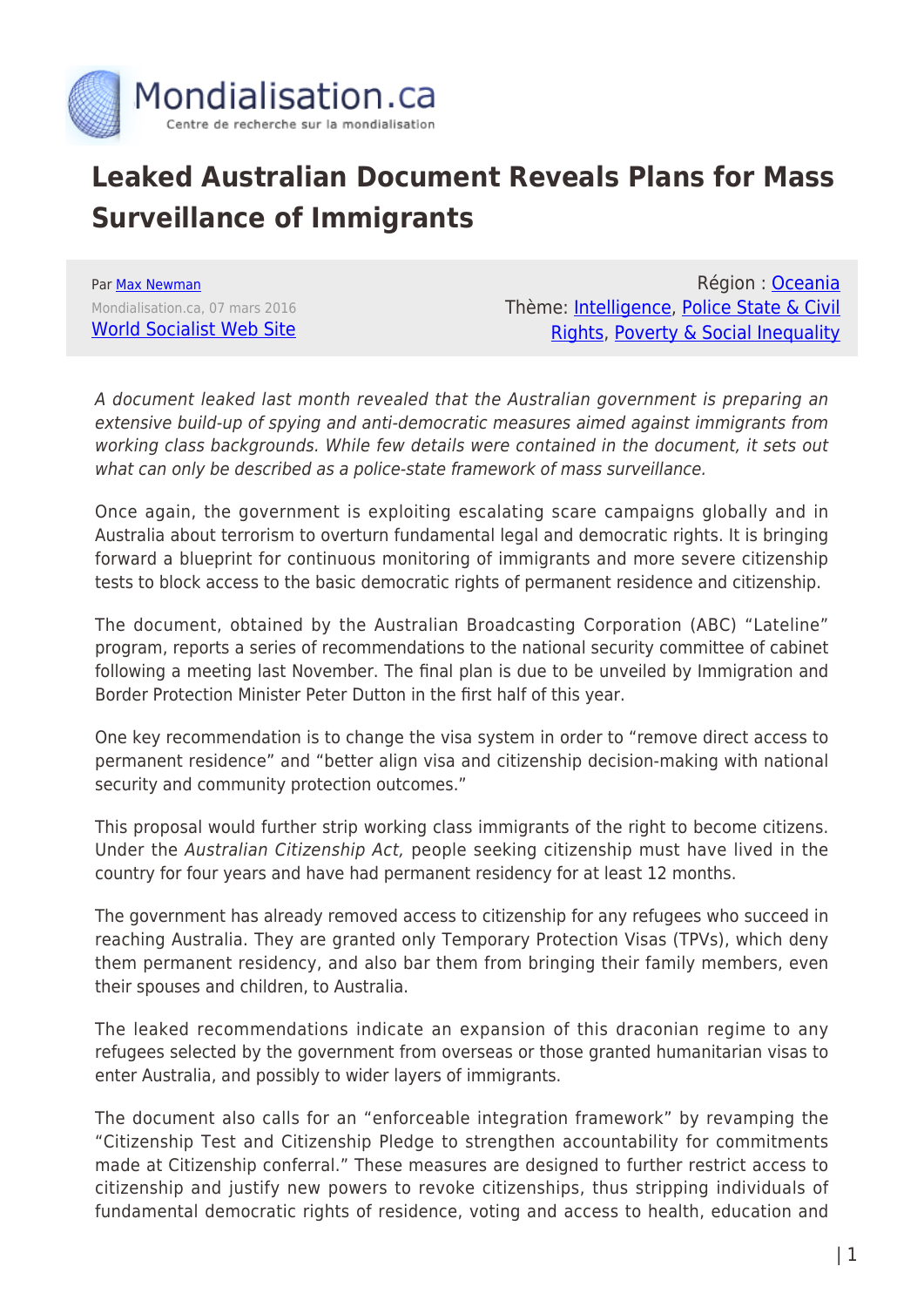# Leaked Australian Document Reveals Plans for Mass Surveillance of Immigrants

Par Max Newman
Mondialisation.ca, 07 mars 2016
World Socialist Web Site

Région : Oceania
Thème: Intelligence, Police State & Civil Rights, Poverty & Social Inequality

*A document leaked last month revealed that the Australian government is preparing an extensive build-up of spying and anti-democratic measures aimed against immigrants from working class backgrounds. While few details were contained in the document, it sets out what can only be described as a police-state framework of mass surveillance.*

Once again, the government is exploiting escalating scare campaigns globally and in Australia about terrorism to overturn fundamental legal and democratic rights. It is bringing forward a blueprint for continuous monitoring of immigrants and more severe citizenship tests to block access to the basic democratic rights of permanent residence and citizenship.

The document, obtained by the Australian Broadcasting Corporation (ABC) "Lateline" program, reports a series of recommendations to the national security committee of cabinet following a meeting last November. The final plan is due to be unveiled by Immigration and Border Protection Minister Peter Dutton in the first half of this year.

One key recommendation is to change the visa system in order to "remove direct access to permanent residence" and "better align visa and citizenship decision-making with national security and community protection outcomes."

This proposal would further strip working class immigrants of the right to become citizens. Under the *Australian Citizenship Act,* people seeking citizenship must have lived in the country for four years and have had permanent residency for at least 12 months.

The government has already removed access to citizenship for any refugees who succeed in reaching Australia. They are granted only Temporary Protection Visas (TPVs), which deny them permanent residency, and also bar them from bringing their family members, even their spouses and children, to Australia.

The leaked recommendations indicate an expansion of this draconian regime to any refugees selected by the government from overseas or those granted humanitarian visas to enter Australia, and possibly to wider layers of immigrants.

The document also calls for an "enforceable integration framework" by revamping the "Citizenship Test and Citizenship Pledge to strengthen accountability for commitments made at Citizenship conferral." These measures are designed to further restrict access to citizenship and justify new powers to revoke citizenships, thus stripping individuals of fundamental democratic rights of residence, voting and access to health, education and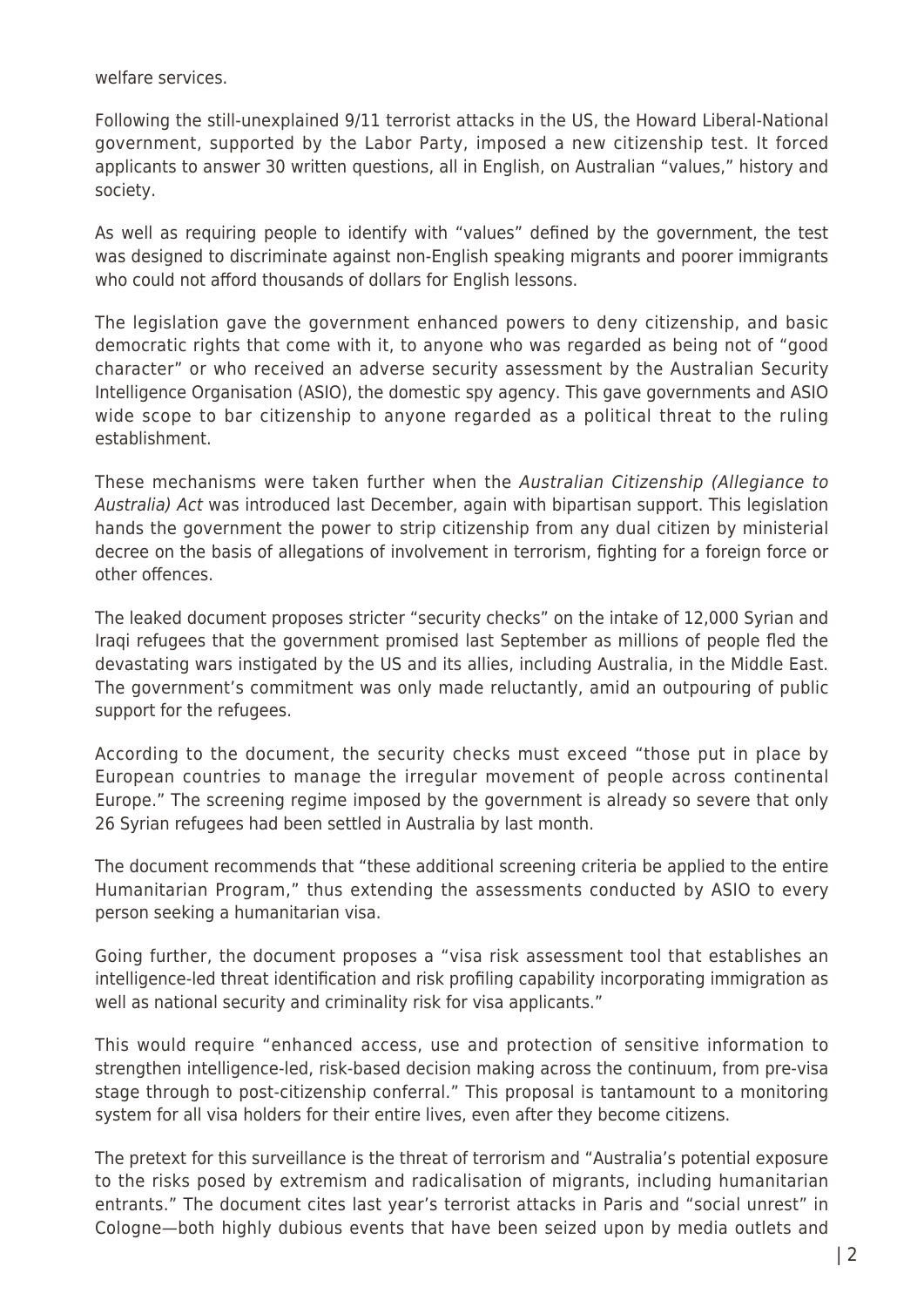welfare services.

Following the still-unexplained 9/11 terrorist attacks in the US, the Howard Liberal-National government, supported by the Labor Party, imposed a new citizenship test. It forced applicants to answer 30 written questions, all in English, on Australian "values," history and society.

As well as requiring people to identify with "values" defined by the government, the test was designed to discriminate against non-English speaking migrants and poorer immigrants who could not afford thousands of dollars for English lessons.

The legislation gave the government enhanced powers to deny citizenship, and basic democratic rights that come with it, to anyone who was regarded as being not of "good character" or who received an adverse security assessment by the Australian Security Intelligence Organisation (ASIO), the domestic spy agency. This gave governments and ASIO wide scope to bar citizenship to anyone regarded as a political threat to the ruling establishment.

These mechanisms were taken further when the *Australian Citizenship (Allegiance to Australia) Act* was introduced last December, again with bipartisan support. This legislation hands the government the power to strip citizenship from any dual citizen by ministerial decree on the basis of allegations of involvement in terrorism, fighting for a foreign force or other offences.

The leaked document proposes stricter "security checks" on the intake of 12,000 Syrian and Iraqi refugees that the government promised last September as millions of people fled the devastating wars instigated by the US and its allies, including Australia, in the Middle East. The government's commitment was only made reluctantly, amid an outpouring of public support for the refugees.

According to the document, the security checks must exceed "those put in place by European countries to manage the irregular movement of people across continental Europe." The screening regime imposed by the government is already so severe that only 26 Syrian refugees had been settled in Australia by last month.

The document recommends that "these additional screening criteria be applied to the entire Humanitarian Program," thus extending the assessments conducted by ASIO to every person seeking a humanitarian visa.

Going further, the document proposes a "visa risk assessment tool that establishes an intelligence-led threat identification and risk profiling capability incorporating immigration as well as national security and criminality risk for visa applicants."

This would require "enhanced access, use and protection of sensitive information to strengthen intelligence-led, risk-based decision making across the continuum, from pre-visa stage through to post-citizenship conferral." This proposal is tantamount to a monitoring system for all visa holders for their entire lives, even after they become citizens.

The pretext for this surveillance is the threat of terrorism and "Australia's potential exposure to the risks posed by extremism and radicalisation of migrants, including humanitarian entrants." The document cites last year's terrorist attacks in Paris and "social unrest" in Cologne—both highly dubious events that have been seized upon by media outlets and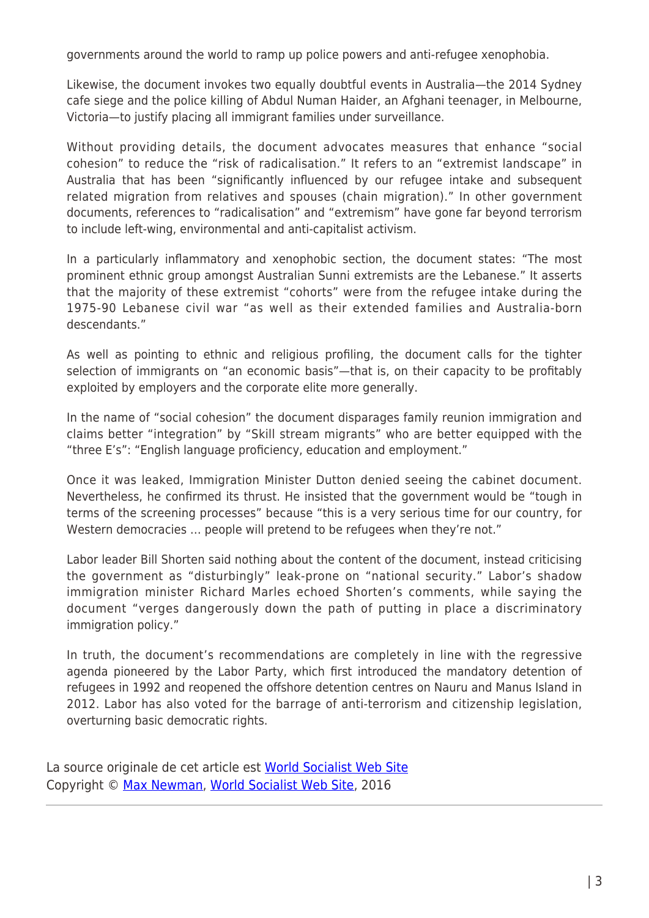governments around the world to ramp up police powers and anti-refugee xenophobia.

Likewise, the document invokes two equally doubtful events in Australia—the 2014 Sydney cafe siege and the police killing of Abdul Numan Haider, an Afghani teenager, in Melbourne, Victoria—to justify placing all immigrant families under surveillance.

Without providing details, the document advocates measures that enhance "social cohesion" to reduce the "risk of radicalisation." It refers to an "extremist landscape" in Australia that has been "significantly influenced by our refugee intake and subsequent related migration from relatives and spouses (chain migration)." In other government documents, references to "radicalisation" and "extremism" have gone far beyond terrorism to include left-wing, environmental and anti-capitalist activism.

In a particularly inflammatory and xenophobic section, the document states: "The most prominent ethnic group amongst Australian Sunni extremists are the Lebanese." It asserts that the majority of these extremist "cohorts" were from the refugee intake during the 1975-90 Lebanese civil war "as well as their extended families and Australia-born descendants."

As well as pointing to ethnic and religious profiling, the document calls for the tighter selection of immigrants on "an economic basis"—that is, on their capacity to be profitably exploited by employers and the corporate elite more generally.

In the name of "social cohesion" the document disparages family reunion immigration and claims better "integration" by "Skill stream migrants" who are better equipped with the "three E's": "English language proficiency, education and employment."

Once it was leaked, Immigration Minister Dutton denied seeing the cabinet document. Nevertheless, he confirmed its thrust. He insisted that the government would be "tough in terms of the screening processes" because "this is a very serious time for our country, for Western democracies … people will pretend to be refugees when they're not."

Labor leader Bill Shorten said nothing about the content of the document, instead criticising the government as "disturbingly" leak-prone on "national security." Labor's shadow immigration minister Richard Marles echoed Shorten's comments, while saying the document "verges dangerously down the path of putting in place a discriminatory immigration policy."

In truth, the document's recommendations are completely in line with the regressive agenda pioneered by the Labor Party, which first introduced the mandatory detention of refugees in 1992 and reopened the offshore detention centres on Nauru and Manus Island in 2012. Labor has also voted for the barrage of anti-terrorism and citizenship legislation, overturning basic democratic rights.

La source originale de cet article est [World Socialist Web Site]()
Copyright © [Max Newman](), [World Socialist Web Site](), 2016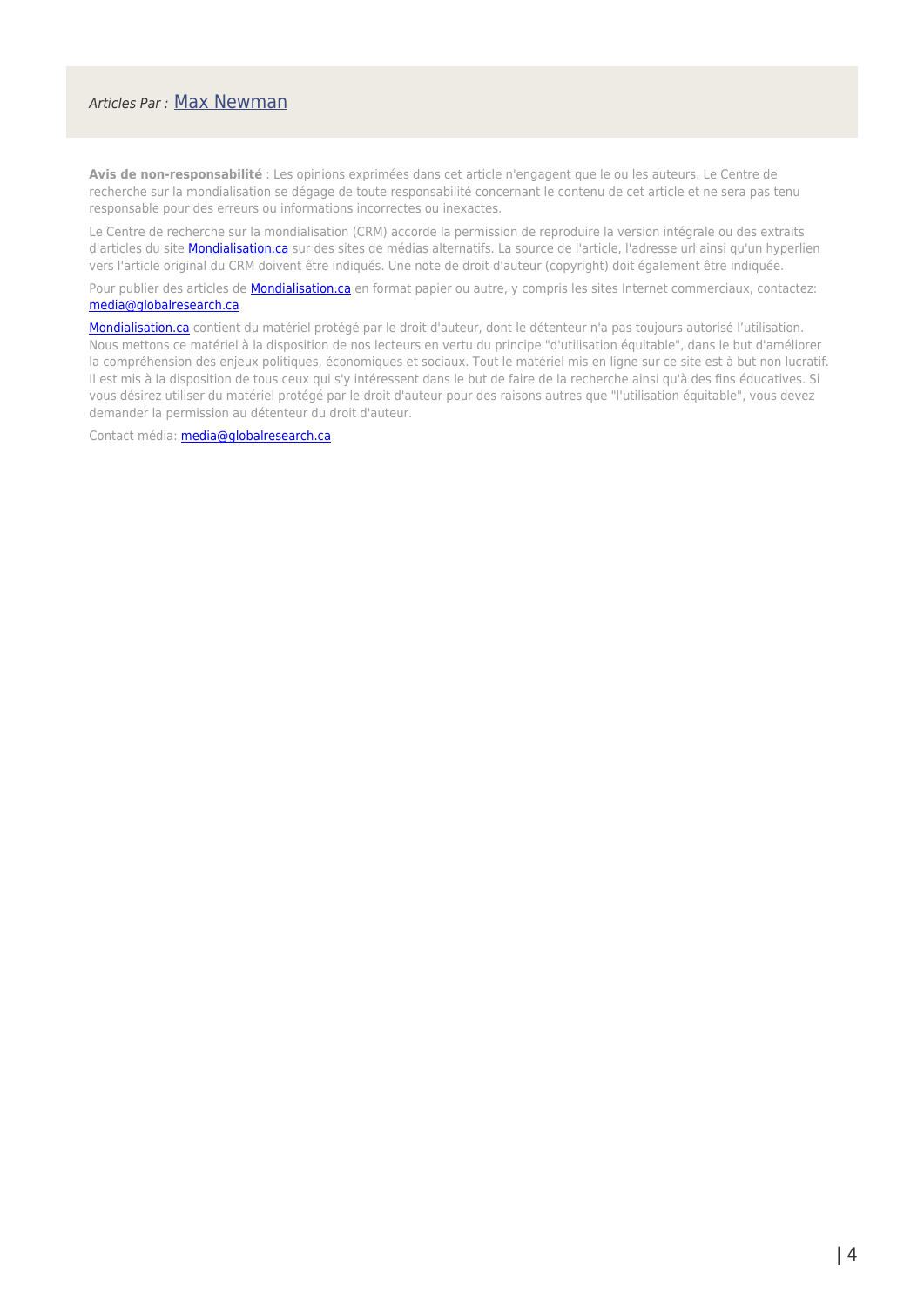*Articles Par :* [Max Newman]

**Avis de non-responsabilité** : Les opinions exprimées dans cet article n'engagent que le ou les auteurs. Le Centre de recherche sur la mondialisation se dégage de toute responsabilité concernant le contenu de cet article et ne sera pas tenu responsable pour des erreurs ou informations incorrectes ou inexactes.

Le Centre de recherche sur la mondialisation (CRM) accorde la permission de reproduire la version intégrale ou des extraits d'articles du site Mondialisation.ca sur des sites de médias alternatifs. La source de l'article, l'adresse url ainsi qu'un hyperlien vers l'article original du CRM doivent être indiqués. Une note de droit d'auteur (copyright) doit également être indiquée.

Pour publier des articles de Mondialisation.ca en format papier ou autre, y compris les sites Internet commerciaux, contactez: media@globalresearch.ca

Mondialisation.ca contient du matériel protégé par le droit d'auteur, dont le détenteur n'a pas toujours autorisé l'utilisation. Nous mettons ce matériel à la disposition de nos lecteurs en vertu du principe "d'utilisation équitable", dans le but d'améliorer la compréhension des enjeux politiques, économiques et sociaux. Tout le matériel mis en ligne sur ce site est à but non lucratif. Il est mis à la disposition de tous ceux qui s'y intéressent dans le but de faire de la recherche ainsi qu'à des fins éducatives. Si vous désirez utiliser du matériel protégé par le droit d'auteur pour des raisons autres que "l'utilisation équitable", vous devez demander la permission au détenteur du droit d'auteur.

Contact média: media@globalresearch.ca